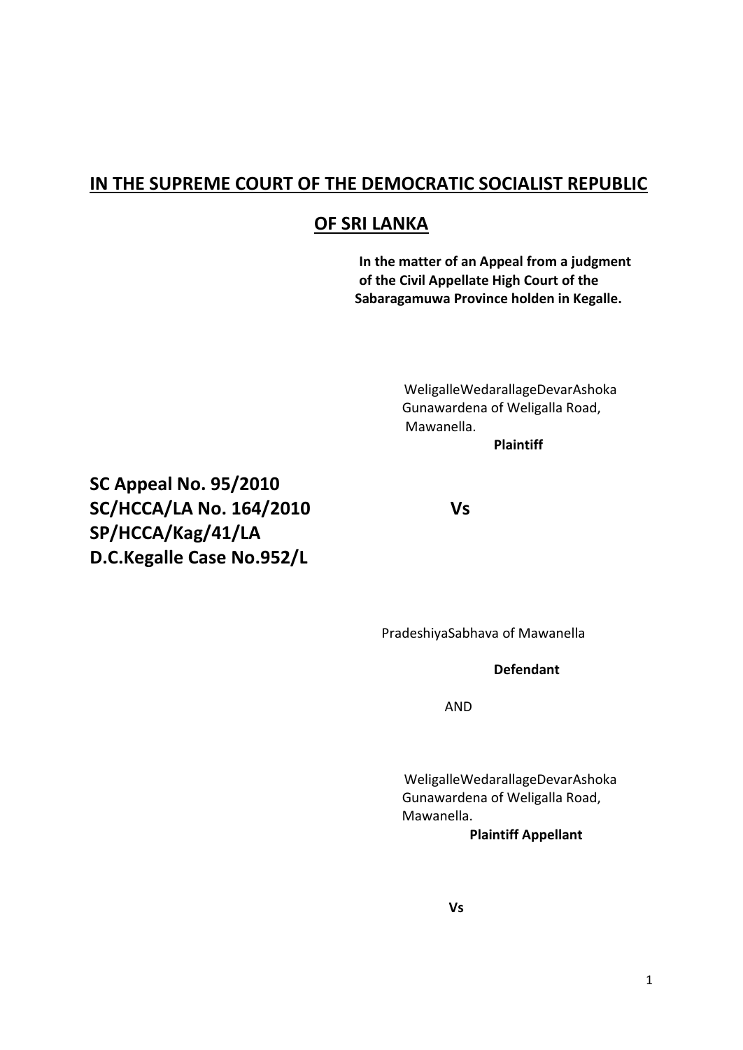# IN THE SUPREME COURT OF THE DEMOCRATIC SOCIALIST REPUBLIC OF SRI LANKA

**In the matter of an Appeal from a judgment of the Civil Appellate High Court of the Sabaragamuwa Province holden in Kegalle.**

WeligalleWedarallageDevarAshoka Gunawardena of Weligalla Road, Mawanella.

**Plaintiff**

**SC Appeal No. 95/2010**
**SC/HCCA/LA No. 164/2010**
**SP/HCCA/Kag/41/LA**
**D.C.Kegalle Case No.952/L**

**Vs**

PradeshiyaSabhava of Mawanella

**Defendant**

AND

WeligalleWedarallageDevarAshoka Gunawardena of Weligalla Road, Mawanella.

**Plaintiff Appellant**

**Vs**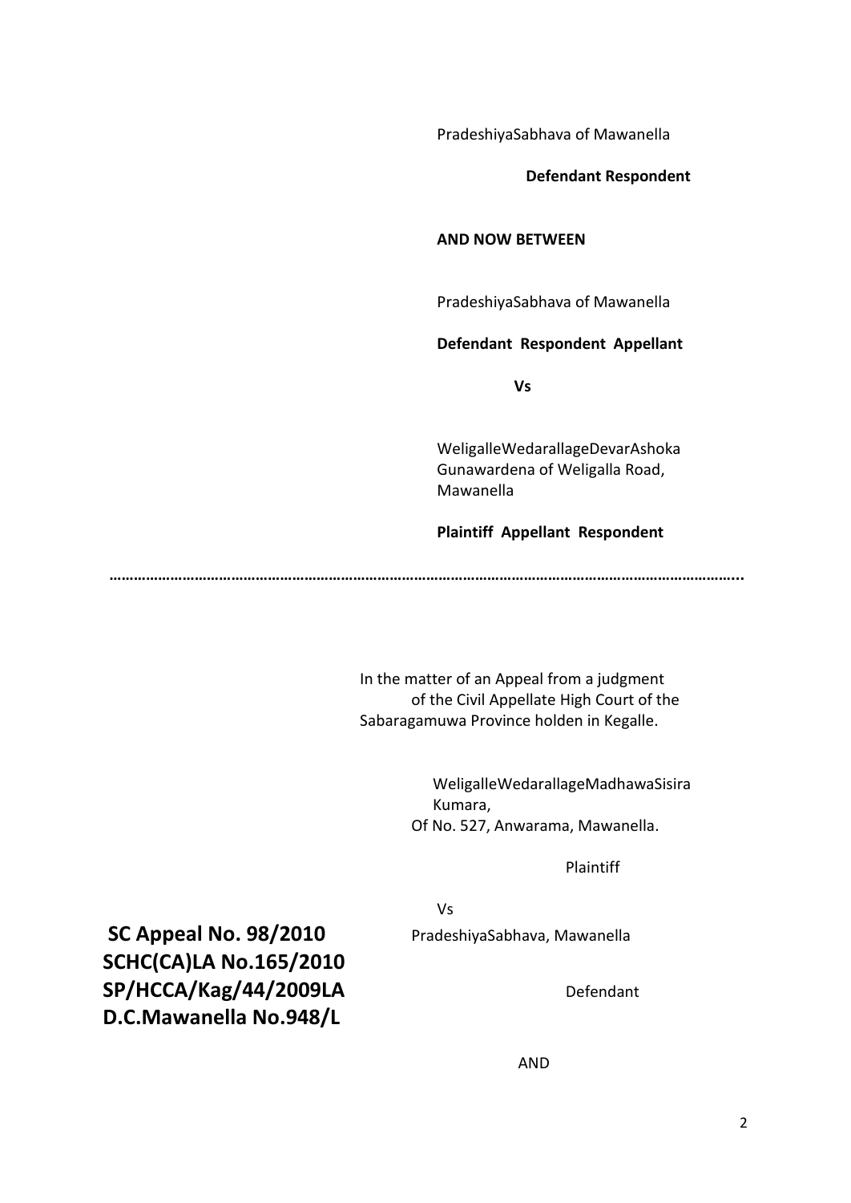PradeshiyaSabhava of Mawanella

**Defendant Respondent**

**AND NOW BETWEEN**

PradeshiyaSabhava of Mawanella

**Defendant Respondent Appellant**

**Vs**

WeligalleWedarallageDevarAshoka Gunawardena of Weligalla Road, Mawanella

**Plaintiff Appellant Respondent**

……………………………………………………………………………………………………………………………………..

In the matter of an Appeal from a judgment of the Civil Appellate High Court of the Sabaragamuwa Province holden in Kegalle.

**SC Appeal No. 98/2010**
**SCHC(CA)LA No.165/2010**
**SP/HCCA/Kag/44/2009LA**
**D.C.Mawanella No.948/L**

WeligalleWedarallageMadhawaSisira Kumara,
Of No. 527, Anwarama, Mawanella.

Plaintiff

Vs

PradeshiyaSabhava, Mawanella

Defendant

AND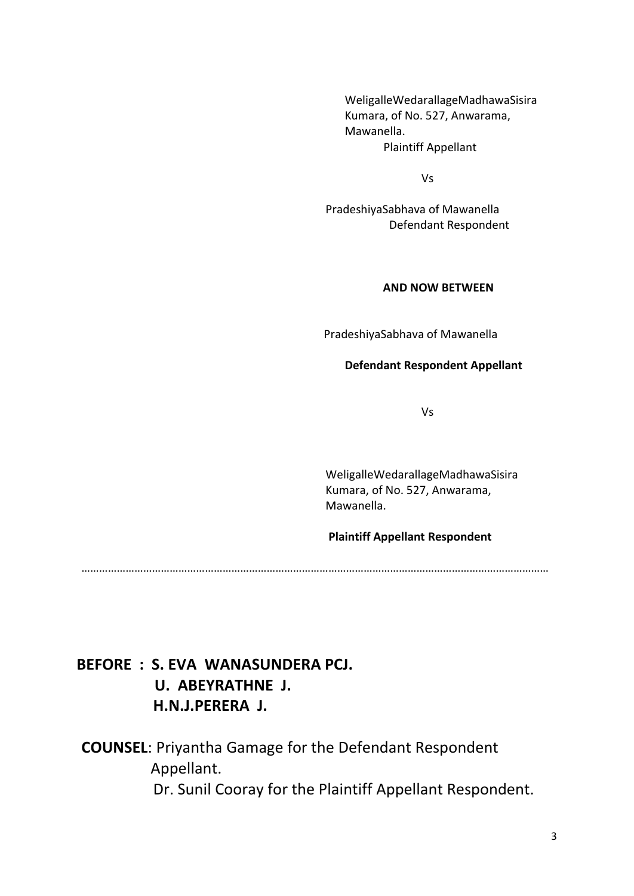WeligalleWedarallageMadhawaSisira Kumara, of No. 527, Anwarama, Mawanella.

Plaintiff Appellant

Vs

PradeshiyaSabhava of Mawanella

Defendant Respondent

**AND NOW BETWEEN**

PradeshiyaSabhava of Mawanella

**Defendant Respondent Appellant**

Vs

WeligalleWedarallageMadhawaSisira Kumara, of No. 527, Anwarama, Mawanella.

**Plaintiff Appellant Respondent**

…………………………………………………………………………………………………………………………………

**BEFORE : S. EVA WANASUNDERA PCJ.**
**U. ABEYRATHNE J.**
**H.N.J.PERERA J.**

**COUNSEL**: Priyantha Gamage for the Defendant Respondent Appellant.
Dr. Sunil Cooray for the Plaintiff Appellant Respondent.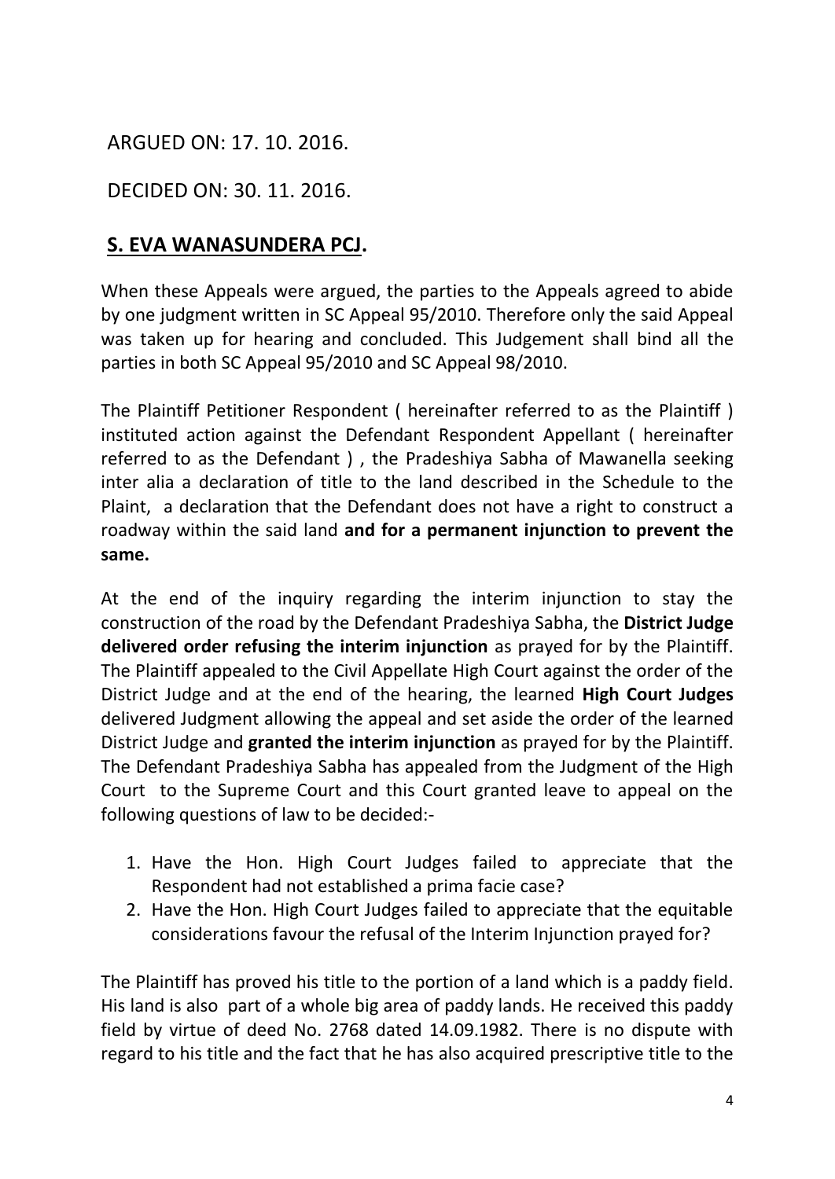ARGUED ON: 17. 10. 2016.

DECIDED ON: 30. 11. 2016.

**S. EVA WANASUNDERA PCJ.**

When these Appeals were argued, the parties to the Appeals agreed to abide by one judgment written in SC Appeal 95/2010. Therefore only the said Appeal was taken up for hearing and concluded. This Judgement shall bind all the parties in both SC Appeal 95/2010 and SC Appeal 98/2010.

The Plaintiff Petitioner Respondent ( hereinafter referred to as the Plaintiff ) instituted action against the Defendant Respondent Appellant ( hereinafter referred to as the Defendant ) , the Pradeshiya Sabha of Mawanella seeking inter alia a declaration of title to the land described in the Schedule to the Plaint, a declaration that the Defendant does not have a right to construct a roadway within the said land **and for a permanent injunction to prevent the same.**

At the end of the inquiry regarding the interim injunction to stay the construction of the road by the Defendant Pradeshiya Sabha, the **District Judge delivered order refusing the interim injunction** as prayed for by the Plaintiff. The Plaintiff appealed to the Civil Appellate High Court against the order of the District Judge and at the end of the hearing, the learned **High Court Judges** delivered Judgment allowing the appeal and set aside the order of the learned District Judge and **granted the interim injunction** as prayed for by the Plaintiff. The Defendant Pradeshiya Sabha has appealed from the Judgment of the High Court to the Supreme Court and this Court granted leave to appeal on the following questions of law to be decided:-

1. Have the Hon. High Court Judges failed to appreciate that the Respondent had not established a prima facie case?
2. Have the Hon. High Court Judges failed to appreciate that the equitable considerations favour the refusal of the Interim Injunction prayed for?

The Plaintiff has proved his title to the portion of a land which is a paddy field. His land is also part of a whole big area of paddy lands. He received this paddy field by virtue of deed No. 2768 dated 14.09.1982. There is no dispute with regard to his title and the fact that he has also acquired prescriptive title to the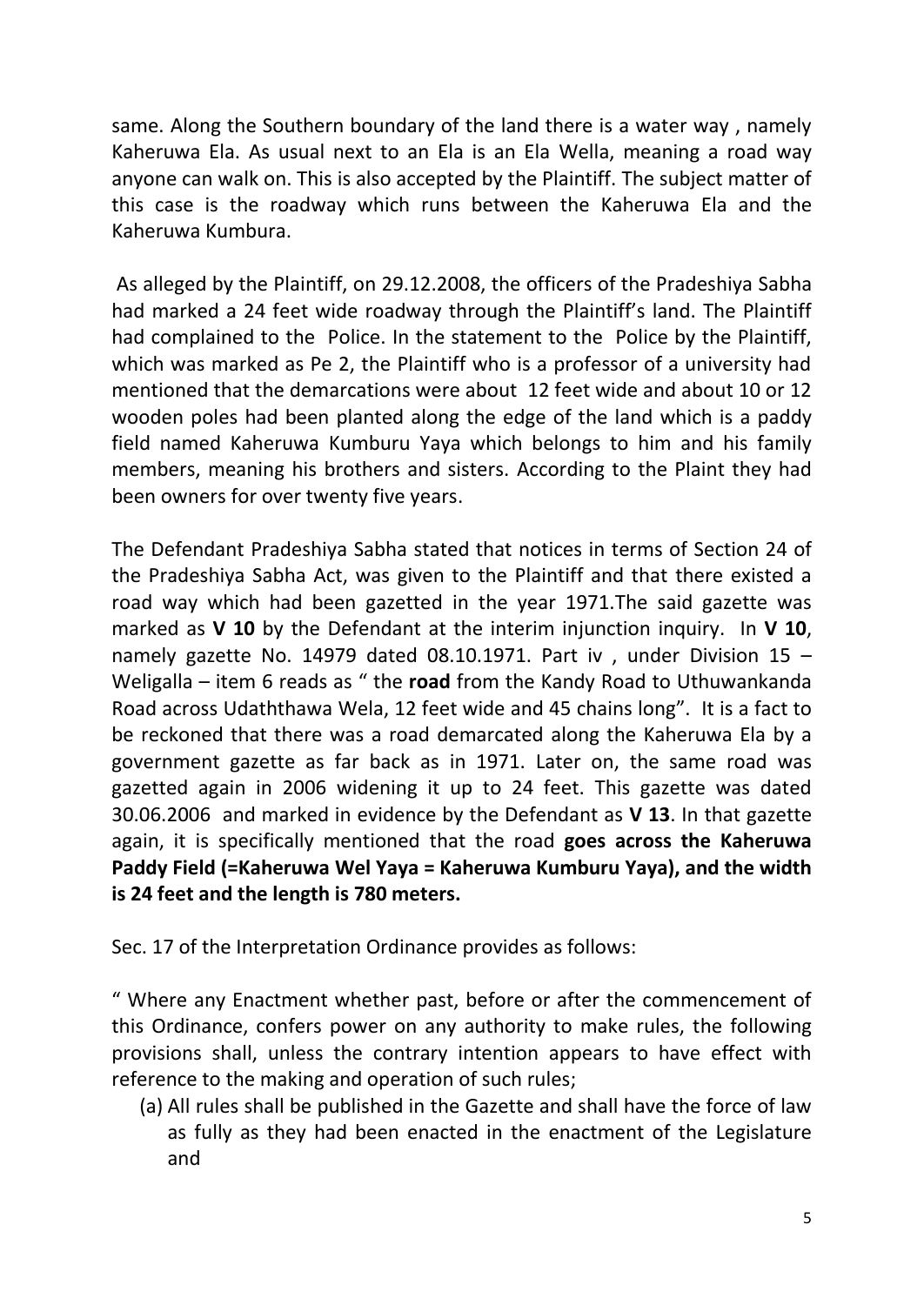same. Along the Southern boundary of the land there is a water way , namely Kaheruwa Ela. As usual next to an Ela is an Ela Wella, meaning a road way anyone can walk on. This is also accepted by the Plaintiff. The subject matter of this case is the roadway which runs between the Kaheruwa Ela and the Kaheruwa Kumbura.

As alleged by the Plaintiff, on 29.12.2008, the officers of the Pradeshiya Sabha had marked a 24 feet wide roadway through the Plaintiff's land. The Plaintiff had complained to the Police. In the statement to the Police by the Plaintiff, which was marked as Pe 2, the Plaintiff who is a professor of a university had mentioned that the demarcations were about 12 feet wide and about 10 or 12 wooden poles had been planted along the edge of the land which is a paddy field named Kaheruwa Kumburu Yaya which belongs to him and his family members, meaning his brothers and sisters. According to the Plaint they had been owners for over twenty five years.

The Defendant Pradeshiya Sabha stated that notices in terms of Section 24 of the Pradeshiya Sabha Act, was given to the Plaintiff and that there existed a road way which had been gazetted in the year 1971.The said gazette was marked as **V 10** by the Defendant at the interim injunction inquiry. In **V 10**, namely gazette No. 14979 dated 08.10.1971. Part iv , under Division 15 – Weligalla – item 6 reads as " the **road** from the Kandy Road to Uthuwankanda Road across Udaththawa Wela, 12 feet wide and 45 chains long". It is a fact to be reckoned that there was a road demarcated along the Kaheruwa Ela by a government gazette as far back as in 1971. Later on, the same road was gazetted again in 2006 widening it up to 24 feet. This gazette was dated 30.06.2006 and marked in evidence by the Defendant as **V 13**. In that gazette again, it is specifically mentioned that the road **goes across the Kaheruwa Paddy Field (=Kaheruwa Wel Yaya = Kaheruwa Kumburu Yaya), and the width is 24 feet and the length is 780 meters.**

Sec. 17 of the Interpretation Ordinance provides as follows:

" Where any Enactment whether past, before or after the commencement of this Ordinance, confers power on any authority to make rules, the following provisions shall, unless the contrary intention appears to have effect with reference to the making and operation of such rules;

(a) All rules shall be published in the Gazette and shall have the force of law as fully as they had been enacted in the enactment of the Legislature and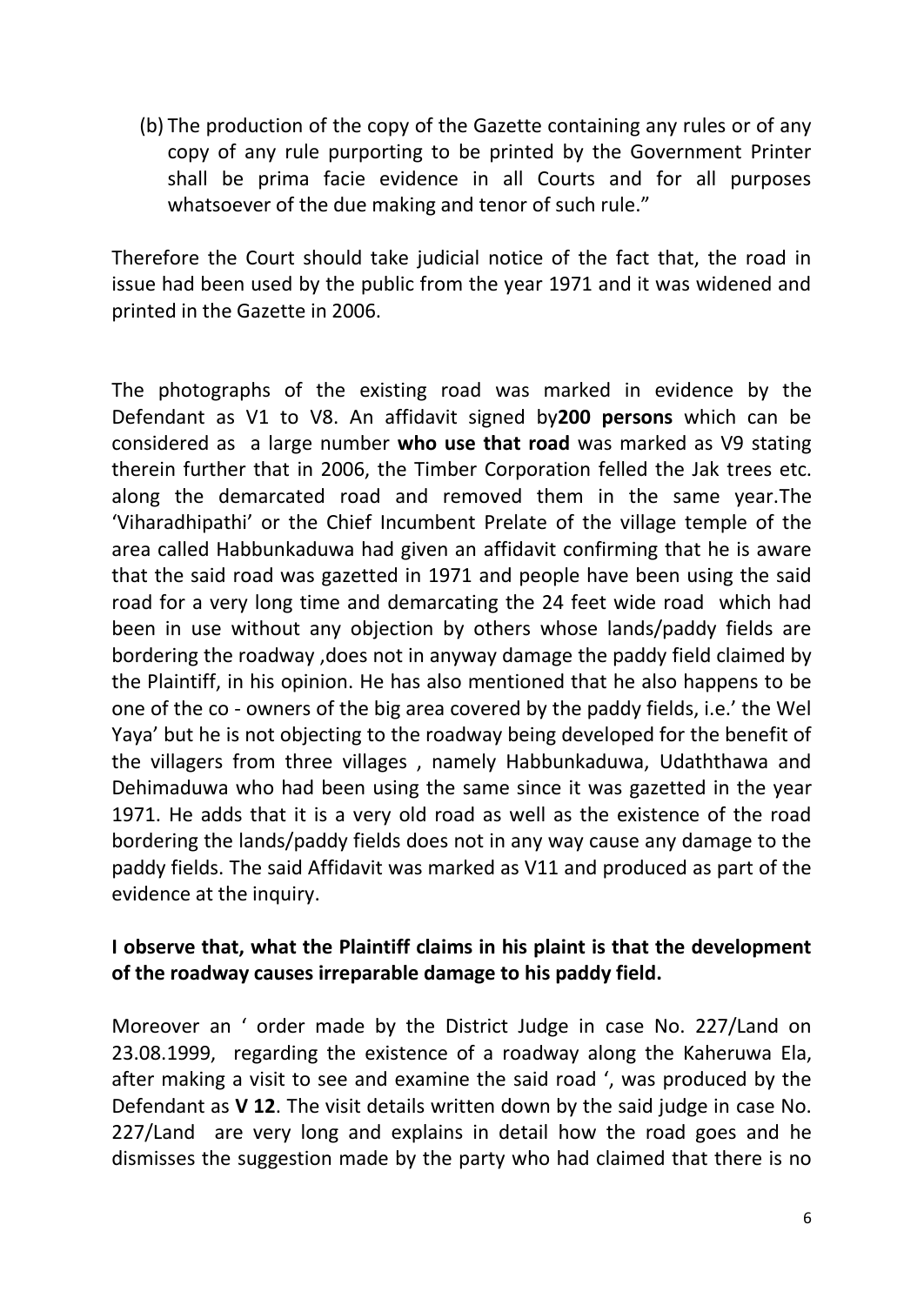(b) The production of the copy of the Gazette containing any rules or of any copy of any rule purporting to be printed by the Government Printer shall be prima facie evidence in all Courts and for all purposes whatsoever of the due making and tenor of such rule."

Therefore the Court should take judicial notice of the fact that, the road in issue had been used by the public from the year 1971 and it was widened and printed in the Gazette in 2006.

The photographs of the existing road was marked in evidence by the Defendant as V1 to V8. An affidavit signed by**200 persons** which can be considered as a large number **who use that road** was marked as V9 stating therein further that in 2006, the Timber Corporation felled the Jak trees etc. along the demarcated road and removed them in the same year.The 'Viharadhipathi' or the Chief Incumbent Prelate of the village temple of the area called Habbunkaduwa had given an affidavit confirming that he is aware that the said road was gazetted in 1971 and people have been using the said road for a very long time and demarcating the 24 feet wide road which had been in use without any objection by others whose lands/paddy fields are bordering the roadway ,does not in anyway damage the paddy field claimed by the Plaintiff, in his opinion. He has also mentioned that he also happens to be one of the co - owners of the big area covered by the paddy fields, i.e.' the Wel Yaya' but he is not objecting to the roadway being developed for the benefit of the villagers from three villages , namely Habbunkaduwa, Udaththawa and Dehimaduwa who had been using the same since it was gazetted in the year 1971. He adds that it is a very old road as well as the existence of the road bordering the lands/paddy fields does not in any way cause any damage to the paddy fields. The said Affidavit was marked as V11 and produced as part of the evidence at the inquiry.

**I observe that, what the Plaintiff claims in his plaint is that the development of the roadway causes irreparable damage to his paddy field.**

Moreover an ' order made by the District Judge in case No. 227/Land on 23.08.1999, regarding the existence of a roadway along the Kaheruwa Ela, after making a visit to see and examine the said road ', was produced by the Defendant as **V 12**. The visit details written down by the said judge in case No. 227/Land are very long and explains in detail how the road goes and he dismisses the suggestion made by the party who had claimed that there is no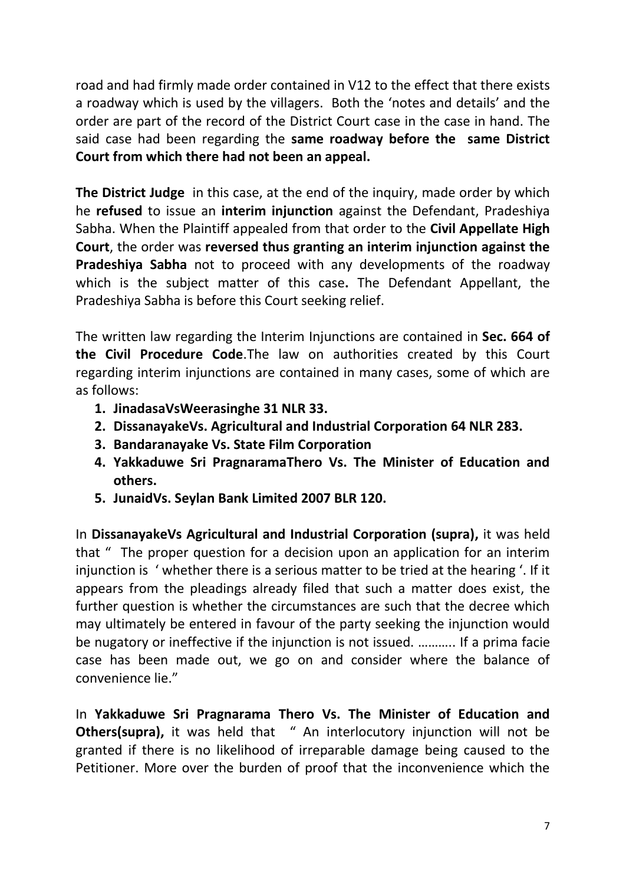road and had firmly made order contained in V12 to the effect that there exists a roadway which is used by the villagers. Both the 'notes and details' and the order are part of the record of the District Court case in the case in hand. The said case had been regarding the **same roadway before the same District Court from which there had not been an appeal.**

**The District Judge** in this case, at the end of the inquiry, made order by which he **refused** to issue an **interim injunction** against the Defendant, Pradeshiya Sabha. When the Plaintiff appealed from that order to the **Civil Appellate High Court**, the order was **reversed thus granting an interim injunction against the Pradeshiya Sabha** not to proceed with any developments of the roadway which is the subject matter of this case**.** The Defendant Appellant, the Pradeshiya Sabha is before this Court seeking relief.

The written law regarding the Interim Injunctions are contained in **Sec. 664 of the Civil Procedure Code**.The law on authorities created by this Court regarding interim injunctions are contained in many cases, some of which are as follows:

1. **JinadasaVsWeerasinghe 31 NLR 33.**
2. **DissanayakeVs. Agricultural and Industrial Corporation 64 NLR 283.**
3. **Bandaranayake Vs. State Film Corporation**
4. **Yakkaduwe Sri PragnaramaThero Vs. The Minister of Education and others.**
5. **JunaidVs. Seylan Bank Limited 2007 BLR 120.**

In **DissanayakeVs Agricultural and Industrial Corporation (supra),** it was held that " The proper question for a decision upon an application for an interim injunction is ' whether there is a serious matter to be tried at the hearing '. If it appears from the pleadings already filed that such a matter does exist, the further question is whether the circumstances are such that the decree which may ultimately be entered in favour of the party seeking the injunction would be nugatory or ineffective if the injunction is not issued. ……….. If a prima facie case has been made out, we go on and consider where the balance of convenience lie."

In **Yakkaduwe Sri Pragnarama Thero Vs. The Minister of Education and Others(supra),** it was held that " An interlocutory injunction will not be granted if there is no likelihood of irreparable damage being caused to the Petitioner. More over the burden of proof that the inconvenience which the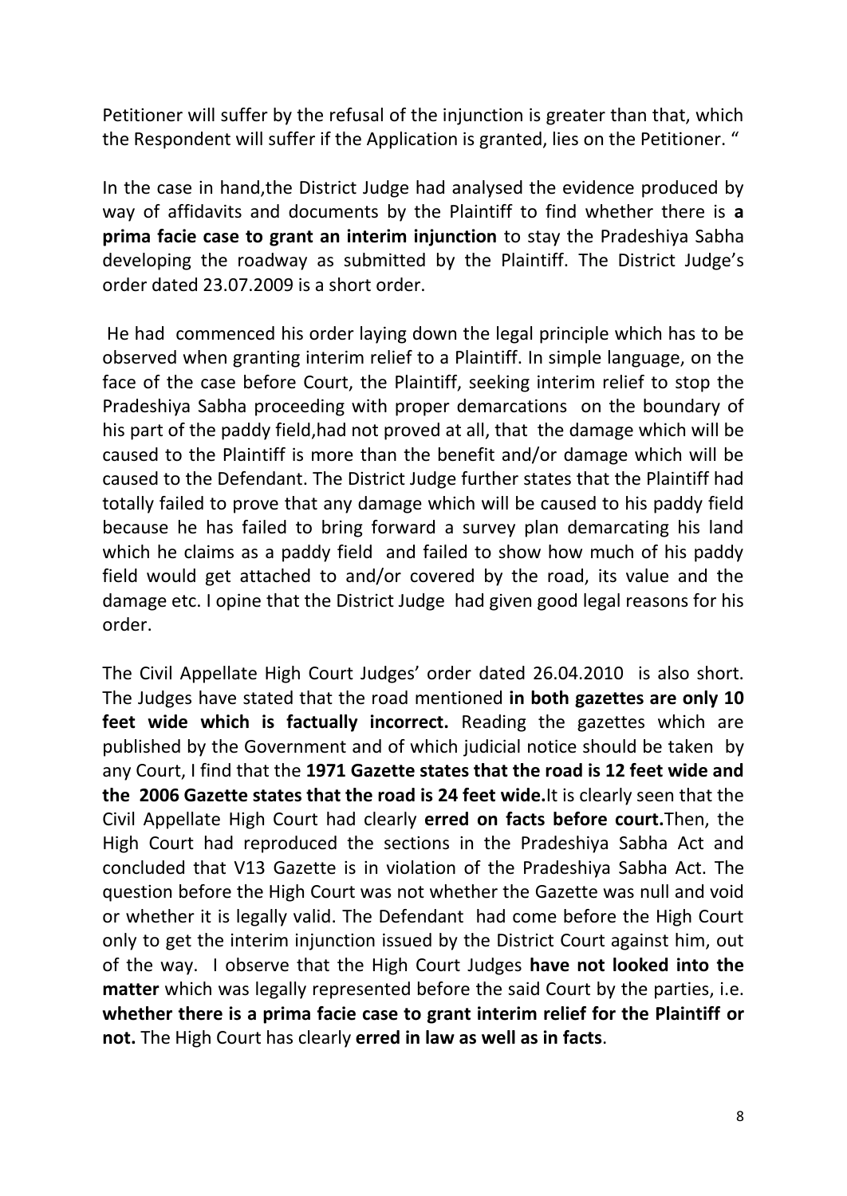Petitioner will suffer by the refusal of the injunction is greater than that, which the Respondent will suffer if the Application is granted, lies on the Petitioner. "

In the case in hand,the District Judge had analysed the evidence produced by way of affidavits and documents by the Plaintiff to find whether there is **a prima facie case to grant an interim injunction** to stay the Pradeshiya Sabha developing the roadway as submitted by the Plaintiff. The District Judge's order dated 23.07.2009 is a short order.

He had commenced his order laying down the legal principle which has to be observed when granting interim relief to a Plaintiff. In simple language, on the face of the case before Court, the Plaintiff, seeking interim relief to stop the Pradeshiya Sabha proceeding with proper demarcations on the boundary of his part of the paddy field,had not proved at all, that the damage which will be caused to the Plaintiff is more than the benefit and/or damage which will be caused to the Defendant. The District Judge further states that the Plaintiff had totally failed to prove that any damage which will be caused to his paddy field because he has failed to bring forward a survey plan demarcating his land which he claims as a paddy field and failed to show how much of his paddy field would get attached to and/or covered by the road, its value and the damage etc. I opine that the District Judge had given good legal reasons for his order.

The Civil Appellate High Court Judges' order dated 26.04.2010 is also short. The Judges have stated that the road mentioned **in both gazettes are only 10 feet wide which is factually incorrect.** Reading the gazettes which are published by the Government and of which judicial notice should be taken by any Court, I find that the **1971 Gazette states that the road is 12 feet wide and the 2006 Gazette states that the road is 24 feet wide.**It is clearly seen that the Civil Appellate High Court had clearly **erred on facts before court.**Then, the High Court had reproduced the sections in the Pradeshiya Sabha Act and concluded that V13 Gazette is in violation of the Pradeshiya Sabha Act. The question before the High Court was not whether the Gazette was null and void or whether it is legally valid. The Defendant had come before the High Court only to get the interim injunction issued by the District Court against him, out of the way. I observe that the High Court Judges **have not looked into the matter** which was legally represented before the said Court by the parties, i.e. **whether there is a prima facie case to grant interim relief for the Plaintiff or not.** The High Court has clearly **erred in law as well as in facts**.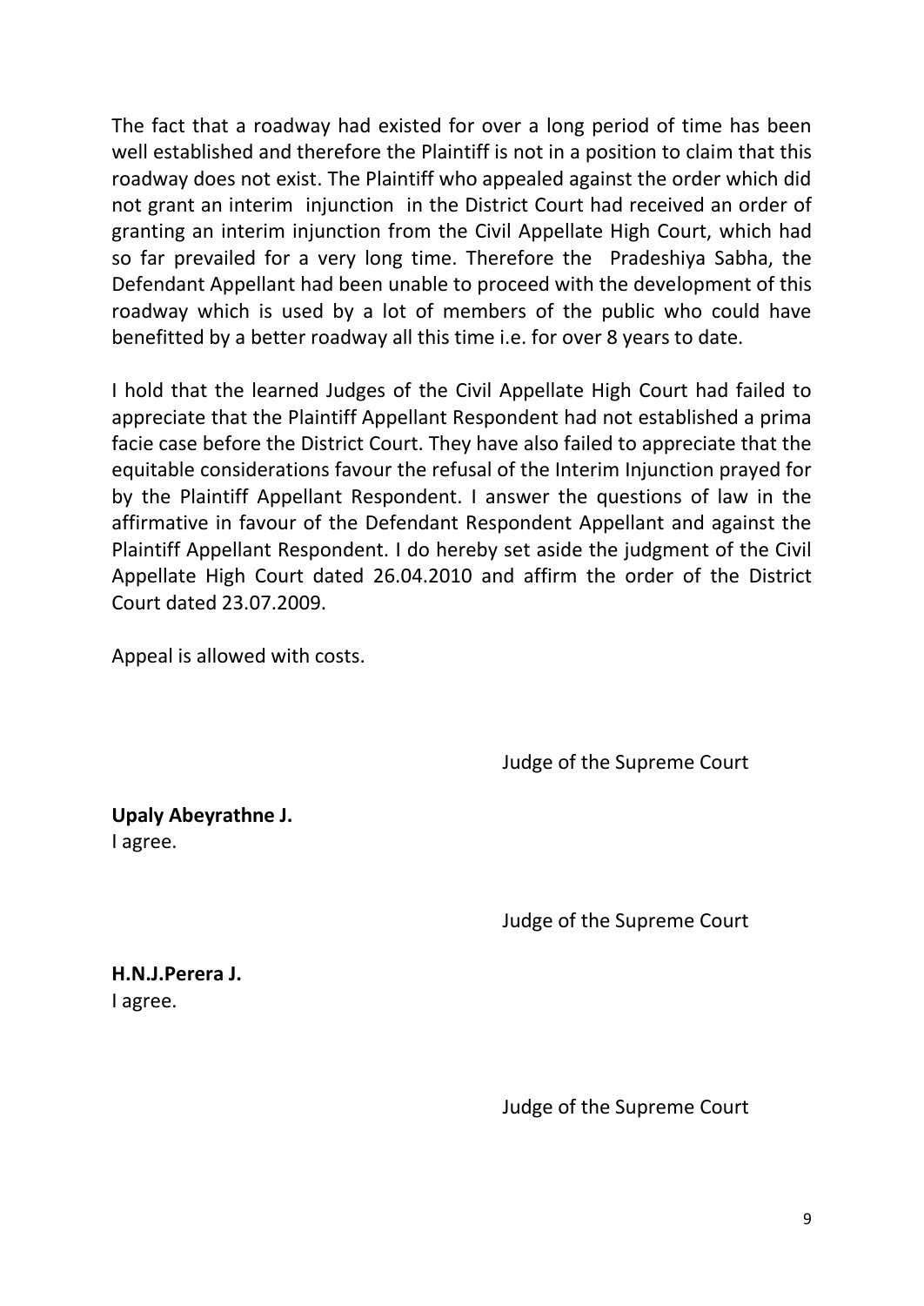The fact that a roadway had existed for over a long period of time has been well established and therefore the Plaintiff is not in a position to claim that this roadway does not exist. The Plaintiff who appealed against the order which did not grant an interim injunction in the District Court had received an order of granting an interim injunction from the Civil Appellate High Court, which had so far prevailed for a very long time. Therefore the Pradeshiya Sabha, the Defendant Appellant had been unable to proceed with the development of this roadway which is used by a lot of members of the public who could have benefitted by a better roadway all this time i.e. for over 8 years to date.

I hold that the learned Judges of the Civil Appellate High Court had failed to appreciate that the Plaintiff Appellant Respondent had not established a prima facie case before the District Court. They have also failed to appreciate that the equitable considerations favour the refusal of the Interim Injunction prayed for by the Plaintiff Appellant Respondent. I answer the questions of law in the affirmative in favour of the Defendant Respondent Appellant and against the Plaintiff Appellant Respondent. I do hereby set aside the judgment of the Civil Appellate High Court dated 26.04.2010 and affirm the order of the District Court dated 23.07.2009.

Appeal is allowed with costs.

Judge of the Supreme Court

**Upaly Abeyrathne J.**
I agree.

Judge of the Supreme Court

**H.N.J.Perera J.**
I agree.

Judge of the Supreme Court